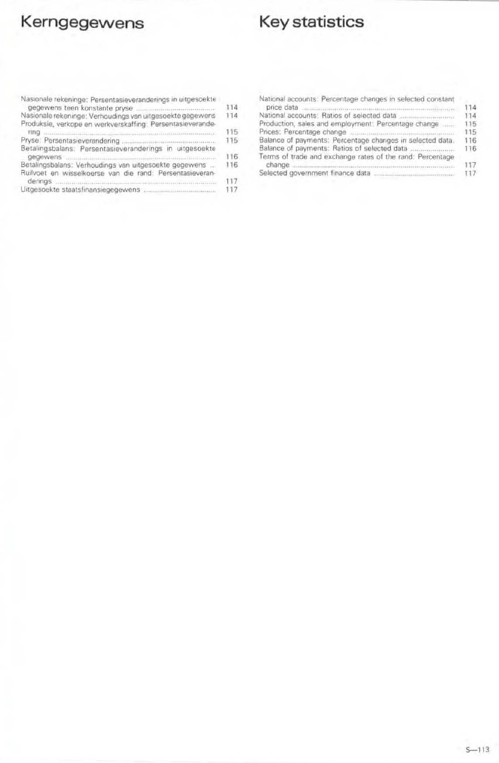# Kerngegewens

| | |
|---|---|
| Nasionale rekeninge: Persentasieveranderings in uitgesoekte gegewens teen konstante pryse | 114 |
| Nasionale rekeninge: Verhoudings van uitgesoekte gegewens | 114 |
| Produksie, verkope en werkverskaffing: Persentasieverandering | 115 |
| Pryse: Persentasieverandering | 115 |
| Betalingsbalans: Persentasieveranderings in uitgesoekte gegewens | 116 |
| Betalingsbalans: Verhoudings van uitgesoekte gegewens | 116 |
| Ruilvoet en wisselkoerse van die rand: Persentasieveranderings | 117 |
| Uitgesoekte staatsfinansiegegewens | 117 |

# Key statistics

| | |
|---|---|
| National accounts: Percentage changes in selected constant price data | 114 |
| National accounts: Ratios of selected data | 114 |
| Production, sales and employment: Percentage change | 115 |
| Prices: Percentage change | 115 |
| Balance of payments: Percentage changes in selected data | 116 |
| Balance of payments: Ratios of selected data | 116 |
| Terms of trade and exchange rates of the rand: Percentage change | 117 |
| Selected government finance data | 117 |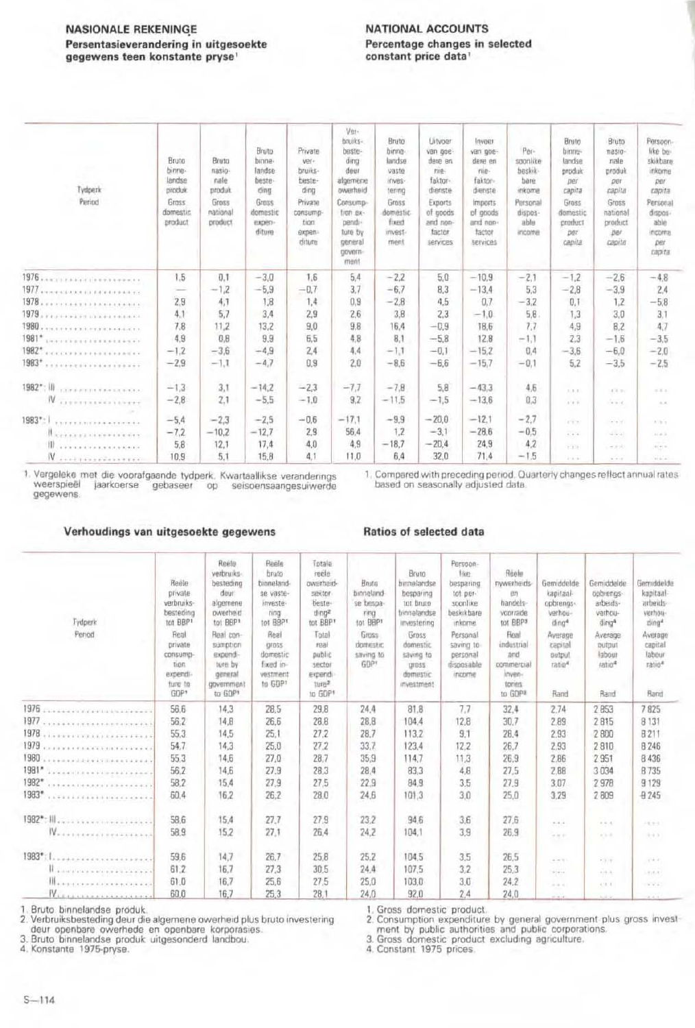**NASIONALE REKENINGE**
**Persentasieverandering in uitgesoekte gegewens teen konstante pryse**[1]

**NATIONAL ACCOUNTS**
**Percentage changes in selected constant price data**[1]

| Tydperk / Period | Bruto binnelandse produk / Gross domestic product | Bruto nasionale produk / Gross national product | Bruto binnelandse besteding / Gross domestic expenditure | Private verbruiksbesteding / Private consumption expenditure | Verbruiksbesteding deur algemene owerheid / Consumption expenditure by general government | Bruto binnelandse vaste investering / Gross domestic fixed investment | Uitvoer van goedere en niefaktordienste / Exports of goods and non-factor services | Invoer van goedere en niefaktordienste / Imports of goods and non-factor services | Persoonlike beskikbare inkome / Personal disposable income | Bruto binnelandse produk per capita / Gross domestic product per capita | Bruto nasionale produk per capita / Gross national product per capita | Persoonlike beskikbare inkome per capita / Personal disposable income per capita |
|---|---|---|---|---|---|---|---|---|---|---|---|---|
| 1976 | 1,5 | 0,1 | −3,0 | 1,6 | 5,4 | −2,2 | 5,0 | −10,9 | −2,1 | −1,2 | −2,6 | −4,8 |
| 1977 | — | −1,2 | −5,9 | −0,7 | 3,7 | −6,7 | 8,3 | −13,4 | 5,3 | −2,8 | −3,9 | 2,4 |
| 1978 | 2,9 | 4,1 | 1,8 | 1,4 | 0,9 | −2,8 | 4,5 | 0,7 | −3,2 | 0,1 | 1,2 | −5,8 |
| 1979 | 4,1 | 5,7 | 3,4 | 2,9 | 2,6 | 3,8 | 2,3 | −1,0 | 5,8 | 1,3 | 3,0 | 3,1 |
| 1980 | 7,8 | 11,2 | 13,2 | 9,0 | 9,8 | 16,4 | −0,9 | 18,6 | 7,7 | 4,9 | 8,2 | 4,7 |
| 1981* | 4,9 | 0,8 | 9,9 | 6,5 | 4,8 | 8,1 | −5,8 | 12,8 | −1,1 | 2,3 | −1,6 | −3,5 |
| 1982* | −1,2 | −3,6 | −4,9 | 2,4 | 4,4 | −1,1 | −0,1 | −15,2 | 0,4 | −3,6 | −6,0 | −2,0 |
| 1983* | −2,9 | −1,1 | −4,7 | 0,9 | 2,0 | −8,6 | −6,6 | −15,7 | −0,1 | 5,2 | −3,5 | −2,5 |
| 1982*: III | −1,3 | 3,1 | −14,2 | −2,3 | −7,7 | −7,8 | 5,8 | −43,3 | 4,6 | ... | ... | ... |
| IV | −2,8 | 2,1 | −5,5 | −1,0 | 9,2 | −11,5 | −1,5 | −13,6 | 0,3 | ... | ... | ... |
| 1983*: I | −5,4 | −2,3 | −2,5 | −0,6 | −17,1 | −9,9 | −20,0 | −12,1 | −2,7 | ... | ... | ... |
| II | −7,2 | −10,2 | −12,7 | 2,9 | 56,4 | 1,2 | −3,1 | −28,6 | −0,5 | ... | ... | ... |
| III | 5,8 | 12,1 | 17,4 | 4,0 | 4,9 | −18,7 | −20,4 | 24,9 | 4,2 | ... | ... | ... |
| IV | 10,9 | 5,1 | 15,8 | 4,1 | 11,0 | 6,4 | 32,0 | 71,4 | −1,5 | ... | ... | ... |

1. Vergeleke met die voorafgaande tydperk. Kwartaallikse veranderings weerspieël jaarkoerse gebaseer op seisoensaangesuiwerde gegewens.

1. Compared with preceding period. Quarterly changes reflect annual rates based on seasonally adjusted data.

## Verhoudings van uitgesoekte gegewens

## Ratios of selected data

| Tydperk / Period | Reële private verbruiksbesteding tot BBP[1] / Real private consumption expenditure to GDP[1] | Reële verbruiksbesteding deur algemene owerheid tot BBP[1] / Real consumption expenditure by general government to GDP[1] | Reële bruto binnelandse vaste investering tot BBP[1] / Real gross domestic fixed investment to GDP[1] | Totale reële owerheidsektor besteding[2] tot BBP[1] / Total real public sector expenditure[2] to GDP[1] | Bruto binnelandse besparing tot BBP[1] / Gross domestic saving to GDP[1] | Bruto binnelandse besparing tot bruto binnelandse investering / Gross domestic saving to gross domestic investment | Persoonlike besparing tot persoonlike beskikbare inkome / Personal saving to personal disposable income | Reële nywerheids- en handelsvoorrade tot BBP[3] / Real industrial and commercial inventories to GDP[3] | Gemiddelde kapitaalopbrengsverhouding[4] / Average capital output ratio[4] (Rand) | Gemiddelde opbrengsarbeidsverhouding[4] / Average output labour ratio[4] (Rand) | Gemiddelde kapitaalarbeidsverhouding[4] / Average capital labour ratio[4] (Rand) |
|---|---|---|---|---|---|---|---|---|---|---|---|
| 1976 | 56,6 | 14,3 | 28,5 | 29,8 | 24,4 | 81,8 | 7,7 | 32,4 | 2,74 | 2 853 | 7 825 |
| 1977 | 56,2 | 14,8 | 26,6 | 28,6 | 28,8 | 104,4 | 12,8 | 30,7 | 2,89 | 2 815 | 8 131 |
| 1978 | 55,3 | 14,5 | 25,1 | 27,2 | 28,7 | 113,2 | 9,1 | 28,4 | 2,93 | 2 800 | 8 211 |
| 1979 | 54,7 | 14,3 | 25,0 | 27,2 | 33,7 | 123,4 | 12,2 | 26,7 | 2,93 | 2 810 | 8 246 |
| 1980 | 55,3 | 14,6 | 27,0 | 28,7 | 35,9 | 114,7 | 11,3 | 26,9 | 2,86 | 2 951 | 8 436 |
| 1981* | 56,2 | 14,6 | 27,9 | 28,3 | 28,4 | 83,3 | 4,6 | 27,5 | 2,88 | 3 034 | 8 735 |
| 1982* | 58,2 | 15,4 | 27,9 | 27,5 | 22,9 | 84,9 | 3,5 | 27,9 | 3,07 | 2 978 | 9 129 |
| 1983* | 60,4 | 16,2 | 26,2 | 28,0 | 24,6 | 101,3 | 3,0 | 25,0 | 3,29 | 2 809 | 9 245 |
| 1982*: III | 58,6 | 15,4 | 27,7 | 27,9 | 23,2 | 94,6 | 3,6 | 27,6 | ... | ... | ... |
| IV | 58,9 | 15,2 | 27,1 | 26,4 | 24,2 | 104,1 | 3,9 | 26,9 | ... | ... | ... |
| 1983*: I | 59,6 | 14,7 | 26,7 | 25,8 | 25,2 | 104,5 | 3,5 | 26,5 | ... | ... | ... |
| II | 61,2 | 16,7 | 27,3 | 30,5 | 24,4 | 107,5 | 3,2 | 25,3 | ... | ... | ... |
| III | 61,0 | 16,7 | 25,6 | 27,5 | 25,0 | 103,0 | 3,0 | 24,2 | ... | ... | ... |
| IV | 60,0 | 16,7 | 25,3 | 28,1 | 24,0 | 92,0 | 2,4 | 24,0 | ... | ... | ... |

1. Bruto binnelandse produk.
2. Verbruiksbesteding deur die algemene owerheid plus bruto investering deur openbare owerhede en openbare korporasies.
3. Bruto binnelandse produk uitgesonderd landbou.
4. Konstante 1975-pryse.

1. Gross domestic product.
2. Consumption expenditure by general government plus gross investment by public authorities and public corporations.
3. Gross domestic product excluding agriculture.
4. Constant 1975 prices.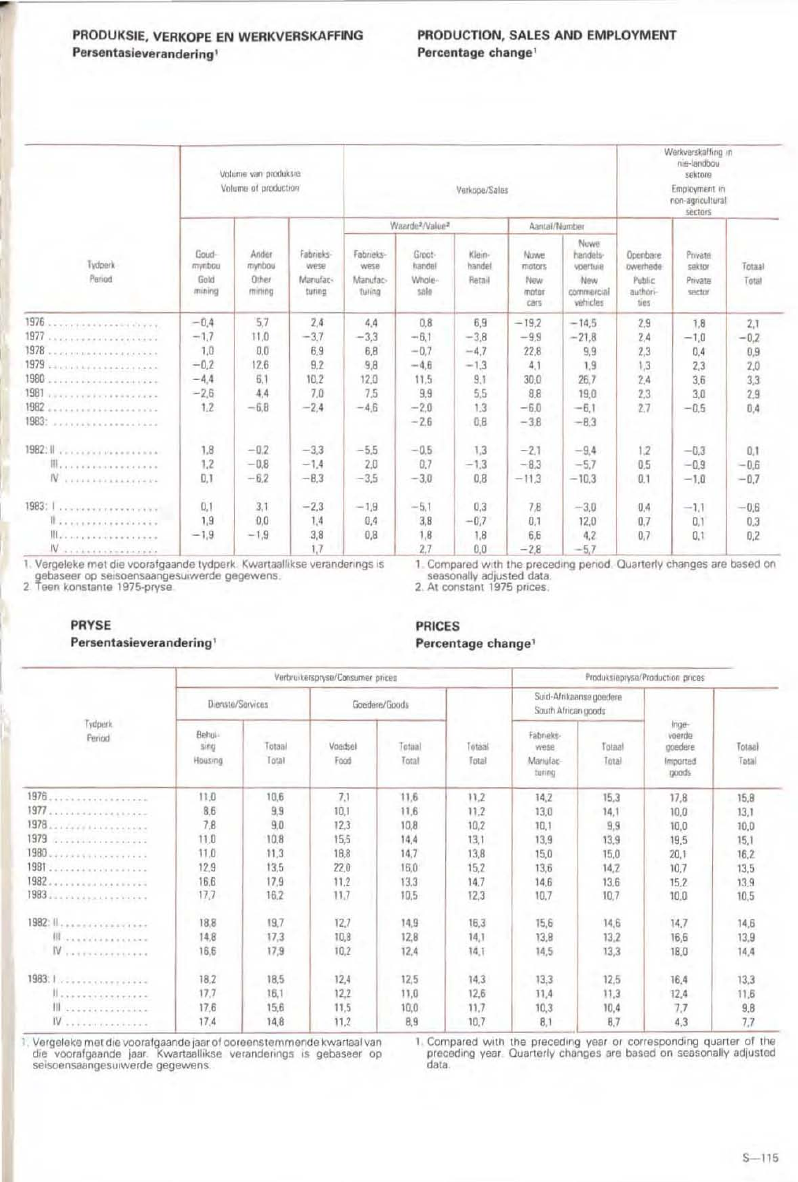## PRODUKSIE, VERKOPE EN WERKVERSKAFFING
**Persentasieverandering**[1]

## PRODUCTION, SALES AND EMPLOYMENT
**Percentage change**[1]

| Tydperk / Period | Volume van produksie / Volume of production | | | Verkope/Sales | | | | | Werkverskaffing in nie-landbou sektore / Employment in non-agricultural sectors | | |
|---|---|---|---|---|---|---|---|---|---|---|---|
| | | | | Waarde[2]/Value[2] | | | Aantal/Number | | | | |
| | Goudmynbou / Gold mining | Ander mynbou / Other mining | Fabriekswese / Manufacturing | Fabriekswese / Manufacturing | Groothandel / Wholesale | Kleinhandel / Retail | Nuwe motors / New motor cars | Nuwe handelsvoertuie / New commercial vehicles | Openbare owerhede / Public authorities | Private sektor / Private sector | Totaal / Total |
| 1976 | −0,4 | 5,7 | 2,4 | 4,4 | 0,8 | 6,9 | −19,2 | −14,5 | 2,9 | 1,8 | 2,1 |
| 1977 | −1,7 | 11,0 | −3,7 | −3,3 | −6,1 | −3,8 | −9,9 | −21,8 | 2,4 | −1,0 | −0,2 |
| 1978 | 1,0 | 0,0 | 6,9 | 6,8 | −0,7 | −4,7 | 22,8 | 9,9 | 2,3 | 0,4 | 0,9 |
| 1979 | −0,2 | 12,6 | 9,2 | 9,8 | −4,6 | −1,3 | 4,1 | 1,9 | 1,3 | 2,3 | 2,0 |
| 1980 | −4,4 | 6,1 | 10,2 | 12,0 | 11,5 | 9,1 | 30,0 | 26,7 | 2,4 | 3,6 | 3,3 |
| 1981 | −2,6 | 4,4 | 7,0 | 7,5 | 9,9 | 5,5 | 8,8 | 19,0 | 2,3 | 3,0 | 2,9 |
| 1982 | 1,2 | −6,8 | −2,4 | −4,6 | −2,0 | 1,3 | −6,0 | −6,1 | 2,7 | −0,5 | 0,4 |
| 1983: | | | | | −2,6 | 0,8 | −3,8 | −8,3 | | | |
| 1982: II | 1,8 | −0,2 | −3,3 | −5,5 | −0,5 | 1,3 | −2,1 | −9,4 | 1,2 | −0,3 | 0,1 |
| III | 1,2 | −0,8 | −1,4 | 2,0 | 0,7 | −1,3 | −8,3 | −5,7 | 0,5 | −0,9 | −0,6 |
| IV | 0,1 | −6,2 | −8,3 | −3,5 | −3,0 | 0,8 | −11,3 | −10,3 | 0,1 | −1,0 | −0,7 |
| 1983: I | 0,1 | 3,1 | −2,3 | −1,9 | −5,1 | 0,3 | 7,8 | −3,0 | 0,4 | −1,1 | −0,6 |
| II | 1,9 | 0,0 | 1,4 | 0,4 | 3,8 | −0,7 | 0,1 | 12,0 | 0,7 | 0,1 | 0,3 |
| III | −1,9 | −1,9 | 3,8 | 0,8 | 1,8 | 1,8 | 6,6 | 4,2 | 0,7 | 0,1 | 0,2 |
| IV | | | 1,7 | | 2,7 | 0,0 | −2,8 | −5,7 | | | |

1. Vergeleke met die voorafgaande tydperk. Kwartaallikse veranderings is gebaseer op seisoensaangesuiwerde gegewens.
2. Teen konstante 1975-pryse.

1. Compared with the preceding period. Quarterly changes are based on seasonally adjusted data.
2. At constant 1975 prices.

## PRYSE
**Persentasieverandering**[1]

## PRICES
**Percentage change**[1]

| Tydperk / Period | Verbruikerspryse/Consumer prices | | | | | Produksiepryse/Production prices | | | |
|---|---|---|---|---|---|---|---|---|---|
| | Dienste/Services | | Goedere/Goods | | | Suid-Afrikaanse goedere / South African goods | | | |
| | Behuising / Housing | Totaal / Total | Voedsel / Food | Totaal / Total | Totaal / Total | Fabriekswese / Manufacturing | Totaal / Total | Ingevoerde goedere / Imported goods | Totaal / Total |
| 1976 | 11,0 | 10,6 | 7,1 | 11,6 | 11,2 | 14,2 | 15,3 | 17,8 | 15,8 |
| 1977 | 8,6 | 9,9 | 10,1 | 11,6 | 11,2 | 13,0 | 14,1 | 10,0 | 13,1 |
| 1978 | 7,8 | 9,0 | 12,3 | 10,8 | 10,2 | 10,1 | 9,9 | 10,0 | 10,0 |
| 1979 | 11,0 | 10,8 | 15,5 | 14,4 | 13,1 | 13,9 | 13,9 | 19,5 | 15,1 |
| 1980 | 11,0 | 11,3 | 18,8 | 14,7 | 13,8 | 15,0 | 15,0 | 20,1 | 16,2 |
| 1981 | 12,9 | 13,5 | 22,0 | 16,0 | 15,2 | 13,6 | 14,2 | 10,7 | 13,5 |
| 1982 | 16,6 | 17,9 | 11,2 | 13,3 | 14,7 | 14,6 | 13,6 | 15,2 | 13,9 |
| 1983 | 17,7 | 16,2 | 11,7 | 10,5 | 12,3 | 10,7 | 10,7 | 10,0 | 10,5 |
| 1982: II | 18,8 | 19,7 | 12,7 | 14,9 | 16,3 | 15,6 | 14,6 | 14,7 | 14,6 |
| III | 14,8 | 17,3 | 10,3 | 12,8 | 14,1 | 13,8 | 13,2 | 16,6 | 13,9 |
| IV | 16,6 | 17,9 | 10,2 | 12,4 | 14,1 | 14,5 | 13,3 | 18,0 | 14,4 |
| 1983: I | 18,2 | 18,5 | 12,4 | 12,5 | 14,3 | 13,3 | 12,5 | 16,4 | 13,3 |
| II | 17,7 | 16,1 | 12,2 | 11,0 | 12,6 | 11,4 | 11,3 | 12,4 | 11,6 |
| III | 17,6 | 15,6 | 11,5 | 10,0 | 11,7 | 10,3 | 10,4 | 7,7 | 9,8 |
| IV | 17,4 | 14,8 | 11,2 | 8,9 | 10,7 | 8,1 | 8,7 | 4,3 | 7,7 |

1. Vergeleke met die voorafgaande jaar of ooreenstemmende kwartaal van die voorafgaande jaar. Kwartaallikse veranderings is gebaseer op seisoensaangesuiwerde gegewens.

1. Compared with the preceding year or corresponding quarter of the preceding year. Quarterly changes are based on seasonally adjusted data.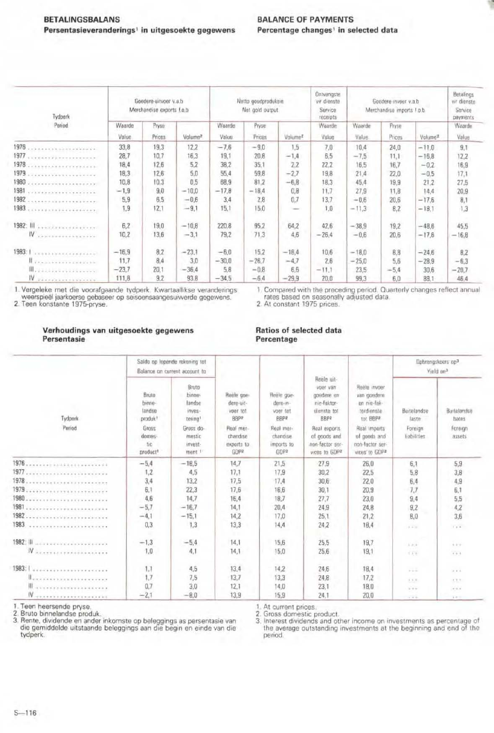**BETALINGSBALANS**
**Persentasieveranderings[1] in uitgesoekte gegewens**

**BALANCE OF PAYMENTS**
**Percentage changes[1] in selected data**

| Tydperk Period | Goedere-uitvoer v.a.b Merchandise exports f.o.b | | | Netto goudproduksie Net gold output | | | Ontvangste vir dienste Service receipts | Goedere-invoer v.a.b Merchandise imports f.o.b | | | Betalings vir dienste Service payments |
|---|---|---|---|---|---|---|---|---|---|---|---|
| | Waarde Value | Pryse Prices | Volume[2] | Waarde Value | Pryse Prices | Volume[2] | Waarde Value | Waarde Value | Pryse Prices | Volume[2] | Waarde Value |
| 1976 | 33,8 | 19,3 | 12,2 | −7,6 | −9,0 | 1,5 | 7,0 | 10,4 | 24,0 | −11,0 | 9,1 |
| 1977 | 28,7 | 10,7 | 16,3 | 19,1 | 20,8 | −1,4 | 6,5 | −7,5 | 11,1 | −16,8 | 12,2 |
| 1978 | 18,4 | 12,6 | 5,2 | 38,2 | 35,1 | 2,2 | 22,2 | 16,5 | 16,7 | −0,2 | 16,9 |
| 1979 | 18,3 | 12,6 | 5,0 | 55,4 | 59,8 | −2,7 | 19,8 | 21,4 | 22,0 | −0,5 | 17,1 |
| 1980 | 10,8 | 10,3 | 0,5 | 68,9 | 81,2 | −6,8 | 18,3 | 45,4 | 19,9 | 21,2 | 27,5 |
| 1981 | −1,9 | 9,0 | −10,0 | −17,8 | −18,4 | 0,8 | 11,7 | 27,9 | 11,8 | 14,4 | 20,9 |
| 1982 | 5,9 | 6,5 | −0,6 | 3,4 | 2,8 | 0,7 | 13,7 | −0,6 | 20,6 | −17,6 | 8,1 |
| 1983 | 1,9 | 12,1 | −9,1 | 15,1 | 15,0 | — | 1,0 | −11,3 | 8,2 | −18,1 | 1,3 |
| 1982: III | 6,2 | 19,0 | −10,8 | 220,8 | 95,2 | 64,2 | 42,6 | −38,9 | 19,2 | −48,6 | 45,5 |
| IV | 10,2 | 13,6 | −3,1 | 79,2 | 71,3 | 4,6 | −26,4 | −0,6 | 20,6 | −17,6 | −16,8 |
| 1983: I | −16,9 | 8,2 | −23,1 | −6,0 | 15,2 | −18,4 | 10,6 | −18,0 | 8,8 | −24,6 | 8,2 |
| II | 11,7 | 8,4 | 3,0 | −30,0 | −26,7 | −4,7 | 2,6 | −25,0 | 5,6 | −28,9 | −6,3 |
| III | −23,7 | 20,1 | −36,4 | 5,8 | −0,8 | 6,6 | −11,1 | 23,5 | −5,4 | 30,6 | −20,7 |
| IV | 111,8 | 9,2 | 93,8 | −34,5 | −6,4 | −29,9 | 20,0 | 99,3 | 6,0 | 88,1 | 46,4 |

1. Vergeleke met die voorafgaande tydperk. Kwartaallikse veranderings weerspieël jaarkoerse gebaseer op seisoensaangesuiwerde gegewens.
2. Teen konstante 1975-pryse.

1. Compared with the preceding period. Quarterly changes reflect annual rates based on seasonally adjusted data.
2. At constant 1975 prices.

**Verhoudings van uitgesoekte gegewens**
**Persentasie**

**Ratios of selected data**
**Percentage**

| Tydperk Period | Saldo op lopende rekening tot Balance on current account to | | Reële goedere-uitvoer tot BBP[2] Real merchandise exports to GDP[2] | Reële goedere-invoer tot BBP[2] Real merchandise imports to GDP[2] | Reële uitvoer van goedere en nie-faktordienste tot BBP[2] Real exports of goods and non-factor services to GDP[2] | Reële invoer van goedere en nie-faktordienste tot BBP[2] Real imports of goods and non-factor services to GDP[2] | Opbrengskoers op[3] Yield on[3] | |
|---|---|---|---|---|---|---|---|---|
| | Bruto binnelandse produk[1] Gross domestic product[1] | Bruto binnelandse investering[1] Gross domestic investment[1] | | | | | Buitelandse laste Foreign liabilities | Buitelandse bates Foreign assets |
| 1976 | −5,4 | −18,5 | 14,7 | 21,5 | 27,9 | 26,0 | 6,1 | 5,9 |
| 1977 | 1,2 | 4,5 | 17,1 | 17,9 | 30,2 | 22,5 | 5,8 | 3,8 |
| 1978 | 3,4 | 13,2 | 17,5 | 17,4 | 30,6 | 22,0 | 6,4 | 4,9 |
| 1979 | 6,1 | 22,3 | 17,6 | 16,6 | 30,1 | 20,9 | 7,7 | 6,1 |
| 1980 | 4,6 | 14,7 | 16,4 | 18,7 | 27,7 | 23,0 | 9,4 | 5,5 |
| 1981 | −5,7 | −16,7 | 14,1 | 20,4 | 24,9 | 24,8 | 9,2 | 4,2 |
| 1982 | −4,1 | −15,1 | 14,2 | 17,0 | 25,1 | 21,2 | 8,0 | 3,6 |
| 1983 | 0,3 | 1,3 | 13,3 | 14,4 | 24,2 | 18,4 | ... | ... |
| 1982: III | −1,3 | −5,4 | 14,1 | 15,6 | 25,5 | 19,7 | ... | ... |
| IV | 1,0 | 4,1 | 14,1 | 15,0 | 25,6 | 19,1 | ... | ... |
| 1983: I | 1,1 | 4,5 | 13,4 | 14,2 | 24,6 | 18,4 | ... | ... |
| II | 1,7 | 7,5 | 13,7 | 13,3 | 24,8 | 17,2 | ... | ... |
| III | 0,7 | 3,0 | 12,1 | 14,0 | 23,1 | 18,0 | ... | ... |
| IV | −2,1 | −8,0 | 13,9 | 15,9 | 24,1 | 20,0 | ... | ... |

1. Teen heersende pryse.
2. Bruto binnelandse produk.
3. Rente, dividende en ander inkomste op beleggings as persentasie van die gemiddelde uitstaande beleggings aan die begin en einde van die tydperk.

1. At current prices.
2. Gross domestic product.
3. Interest dividends and other income on investments as percentage of the average outstanding investments at the beginning and end of the period.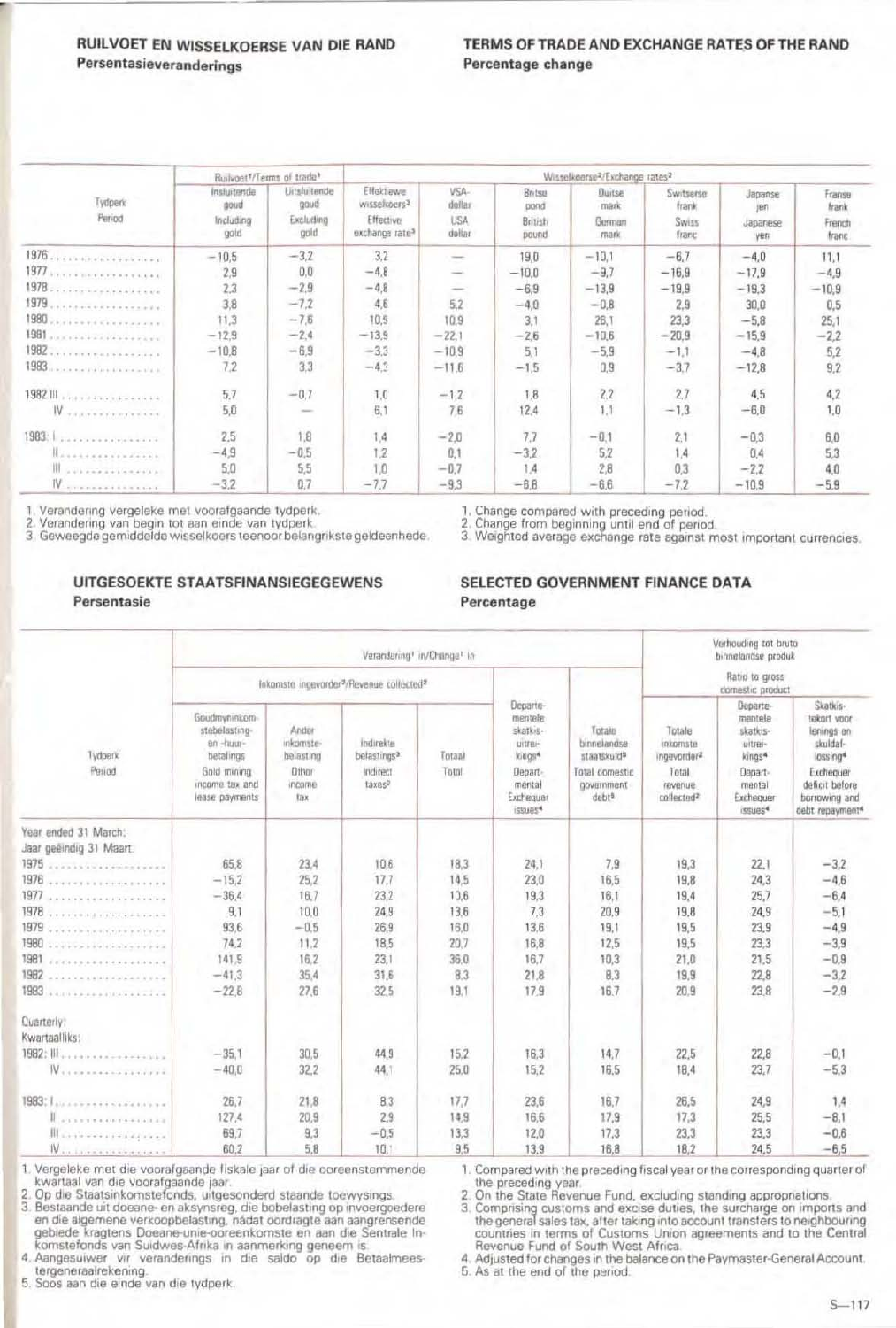## RUILVOET EN WISSELKOERSE VAN DIE RAND
**Persentasieveranderings**

## TERMS OF TRADE AND EXCHANGE RATES OF THE RAND
**Percentage change**

| Tydperk / Period | Ruilvoet[1]/Terms of trade[1] | | Wisselkoerse[2]/Exchange rates[2] | | | | | | |
|---|---|---|---|---|---|---|---|---|---|
| | Insluitende goud / Including gold | Uitsluitende goud / Excluding gold | Effektiewe wisselkoers[3] / Effective exchange rate[3] | VSA-dollar / USA dollar | Britse pond / British pound | Duitse mark / German mark | Switserse frank / Swiss franc | Japanse jen / Japanese yen | Franse frank / French franc |
| 1976 | −10,5 | −3,2 | 3,2 | — | 19,0 | −10,1 | −6,7 | −4,0 | 11,1 |
| 1977 | 2,9 | 0,0 | −4,8 | — | −10,0 | −9,7 | −16,9 | −17,9 | −4,9 |
| 1978 | 2,3 | −2,9 | −4,8 | — | −6,9 | −13,9 | −19,9 | −19,3 | −10,9 |
| 1979 | 3,8 | −7,2 | 4,6 | 5,2 | −4,0 | −0,8 | 2,9 | 30,0 | 0,5 |
| 1980 | 11,3 | −7,6 | 10,9 | 10,9 | 3,1 | 26,1 | 23,3 | −5,8 | 25,1 |
| 1981 | −12,9 | −2,4 | −13,9 | −22,1 | −2,6 | −10,6 | −20,9 | −15,9 | −2,2 |
| 1982 | −10,8 | −6,9 | −3,3 | −10,9 | 5,1 | −5,9 | −1,1 | −4,8 | 5,2 |
| 1983 | 7,2 | 3,3 | −4,3 | −11,6 | −1,5 | 0,9 | −3,7 | −12,8 | 9,2 |
| 1982 III | 5,7 | −0,7 | 1,0 | −1,2 | 1,8 | 2,2 | 2,7 | 4,5 | 4,2 |
| IV | 5,0 | — | 6,1 | 7,6 | 12,4 | 1,1 | −1,3 | −6,0 | 1,0 |
| 1983: I | 2,5 | 1,8 | 1,4 | −2,0 | 7,7 | −0,1 | 2,1 | −0,3 | 6,0 |
| II | −4,9 | −0,5 | 1,2 | 0,1 | −3,2 | 5,2 | 1,4 | 0,4 | 5,3 |
| III | 5,0 | 5,5 | 1,0 | −0,7 | 1,4 | 2,8 | 0,3 | −2,2 | 4,0 |
| IV | −3,2 | 0,7 | −7,7 | −9,3 | −6,8 | −6,6 | −7,2 | −10,9 | −5,9 |

1. Verandering vergeleke met voorafgaande tydperk.
2. Verandering van begin tot aan einde van tydperk.
3. Geweegde gemiddelde wisselkoers teenoor belangrikste geldeenhede.

1. Change compared with preceding period.
2. Change from beginning until end of period.
3. Weighted average exchange rate against most important currencies.

## UITGESOEKTE STAATSFINANSIEGEGEWENS
**Persentasie**

## SELECTED GOVERNMENT FINANCE DATA
**Percentage**

| Tydperk / Period | Verandering[1] in/Change[1] in | | | | | | Verhouding tot bruto binnelandse produk / Ratio to gross domestic product | | |
|---|---|---|---|---|---|---|---|---|---|
| | Inkomste ingevorder[2]/Revenue collected[2] | | | | | | | | |
| | Goudmyninkomstebelasting- en -huurbetalings / Gold mining income tax and lease payments | Ander inkomstebelasting / Other income tax | Indirekte belastings[3] / Indirect taxes[3] | Totaal / Total | Departementele skatkisuitreikings[4] / Departmental Exchequer issues[4] | Totale binnelandse staatskuld[5] / Total domestic government debt[5] | Totale inkomste ingevorder[2] / Total revenue collected[2] | Departementele skatkisuitreikings[4] / Departmental Exchequer issues[4] | Skatkistekort voor lenings en skuldaflossing[4] / Exchequer deficit before borrowing and debt repayment[4] |
| Year ended 31 March: / Jaar geëindig 31 Maart: | | | | | | | | | |
| 1975 | 65,8 | 23,4 | 10,6 | 18,3 | 24,1 | 7,9 | 19,3 | 22,1 | −3,2 |
| 1976 | −15,2 | 25,2 | 17,7 | 14,5 | 23,0 | 16,5 | 19,8 | 24,3 | −4,6 |
| 1977 | −36,4 | 16,7 | 23,2 | 10,6 | 19,3 | 16,1 | 19,4 | 25,7 | −6,4 |
| 1978 | 9,1 | 10,0 | 24,9 | 13,6 | 7,3 | 20,9 | 19,8 | 24,9 | −5,1 |
| 1979 | 93,6 | −0,5 | 26,9 | 16,0 | 13,6 | 19,1 | 19,5 | 23,9 | −4,9 |
| 1980 | 74,2 | 11,2 | 18,5 | 20,7 | 16,8 | 12,5 | 19,5 | 23,3 | −3,9 |
| 1981 | 141,9 | 16,2 | 23,1 | 36,0 | 16,7 | 10,3 | 21,0 | 21,5 | −0,9 |
| 1982 | −41,3 | 35,4 | 31,6 | 8,3 | 21,8 | 8,3 | 19,9 | 22,8 | −3,2 |
| 1983 | −22,8 | 27,6 | 32,5 | 19,1 | 17,9 | 16,7 | 20,9 | 23,8 | −2,9 |
| Quarterly: / Kwartaalliks: | | | | | | | | | |
| 1982: III | −35,1 | 30,5 | 44,9 | 15,2 | 16,3 | 14,7 | 22,5 | 22,8 | −0,1 |
| IV | −40,0 | 32,2 | 44,1 | 25,0 | 15,2 | 16,5 | 18,4 | 23,7 | −5,3 |
| 1983: I | 26,7 | 21,8 | 8,3 | 17,7 | 23,6 | 16,7 | 26,5 | 24,9 | 1,4 |
| II | 127,4 | 20,9 | 2,9 | 14,9 | 16,6 | 17,9 | 17,3 | 25,5 | −8,1 |
| III | 69,7 | 9,3 | −0,5 | 13,3 | 12,0 | 17,3 | 23,3 | 23,3 | −0,6 |
| IV | 60,2 | 5,8 | 10,1 | 9,5 | 13,9 | 16,8 | 18,2 | 24,5 | −6,5 |

1. Vergeleke met die voorafgaande fiskale jaar of die ooreenstemmende kwartaal van die voorafgaande jaar.
2. Op die Staatsinkomstefonds, uitgesonderd staande toewysings.
3. Bestaande uit doeane- en aksynsreg, die bobelasting op invoergoedere en die algemene verkoopbelasting, nadat oordragte aan aangrensende gebiede kragtens Doeane-unie-ooreenkomste en aan die Sentrale Inkomstefonds van Suidwes-Afrika in aanmerking geneem is.
4. Aangesuiwer vir veranderings in die saldo op die Betaalmeestergeneraalrekening.
5. Soos aan die einde van die tydperk.

1. Compared with the preceding fiscal year or the corresponding quarter of the preceding year.
2. On the State Revenue Fund, excluding standing appropriations.
3. Comprising customs and excise duties, the surcharge on imports and the general sales tax, after taking into account transfers to neighbouring countries in terms of Customs Union agreements and to the Central Revenue Fund of South West Africa.
4. Adjusted for changes in the balance on the Paymaster-General Account.
5. As at the end of the period.